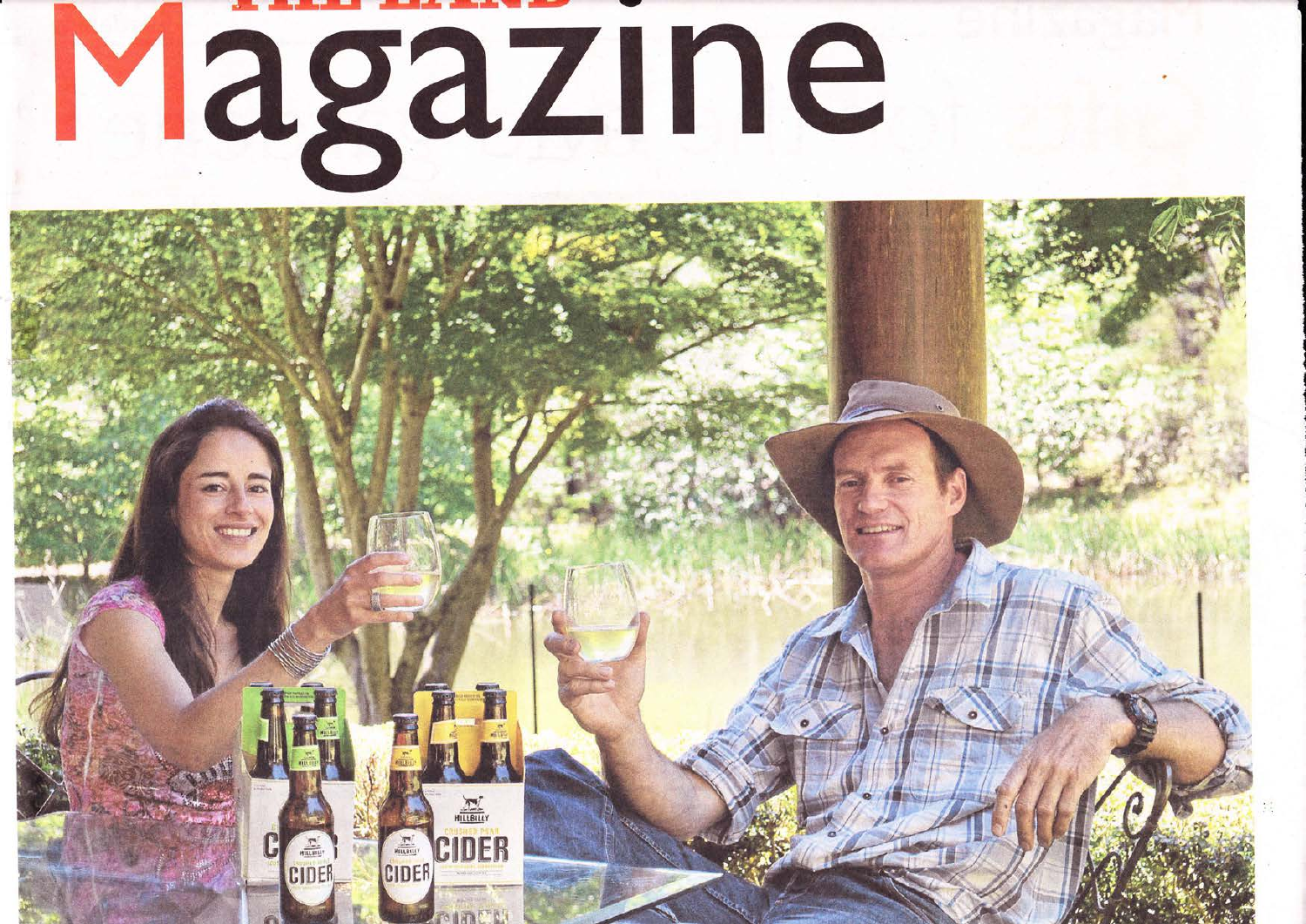# THE LAND Magazine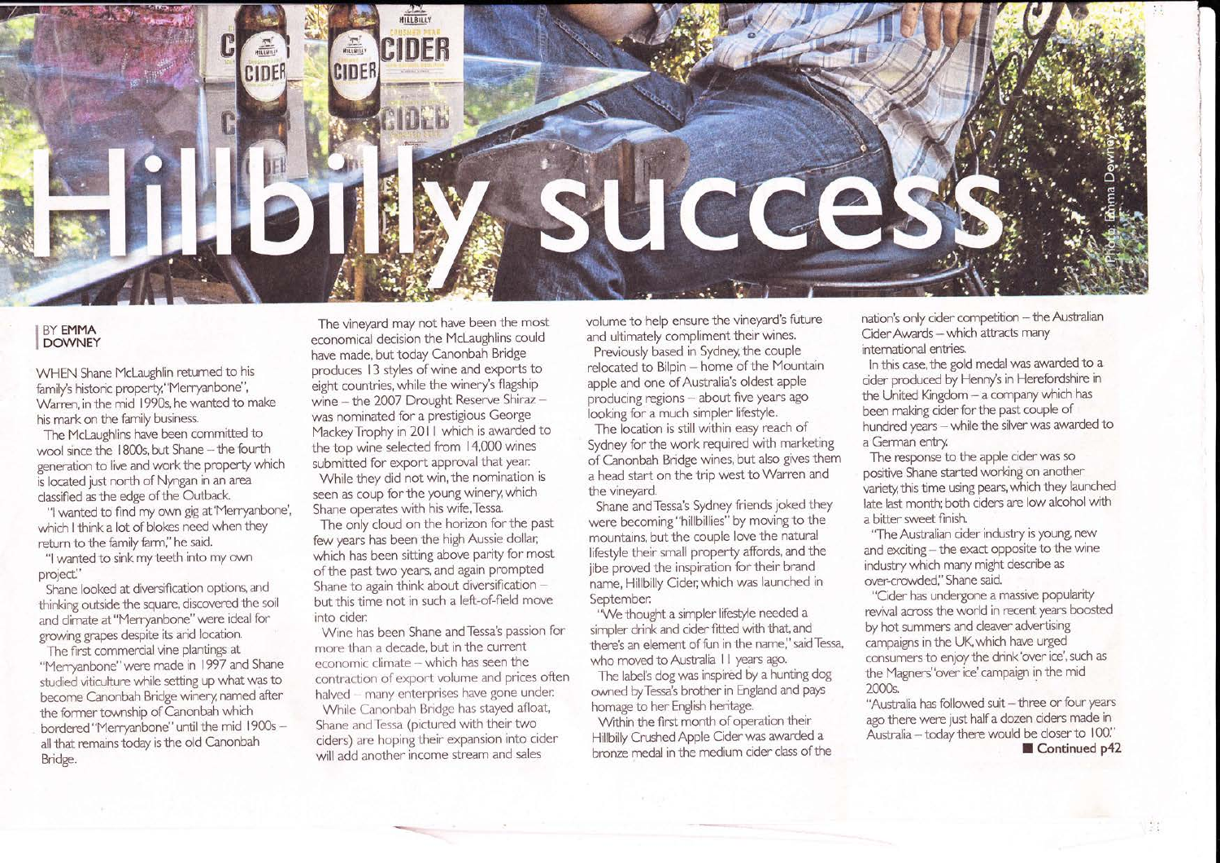# Hillbilly success

BY **EMMA DOWNEY**

WHEN Shane McLaughlin returned to his family's historic property, 'Merryanbone", Warren, in the mid 1990s, he wanted to make his mark on the family business.

The McLaughlins have been committed to wool since the 1800s, but Shane – the fourth generation to live and work the property which is located just north of Nyngan in an area classified as the edge of the Outback.

"I wanted to find my own gig at 'Merryanbone', which I think a lot of blokes need when they return to the family farm," he said.

"I wanted to sink my teeth into my own project."

Shane looked at diversification options, and thinking outside the square, discovered the soil and climate at "Merryanbone" were ideal for growing grapes despite its arid location.

The first commercial vine plantings at "Merryanbone" were made in 1997 and Shane studied viticulture while setting up what was to become Canonbah Bridge winery, named after the former township of Canonbah which bordered "Merryanbone" until the mid 1900s – all that remains today is the old Canonbah Bridge.

The vineyard may not have been the most economical decision the McLaughlins could have made, but today Canonbah Bridge produces 13 styles of wine and exports to eight countries, while the winery's flagship wine – the 2007 Drought Reserve Shiraz – was nominated for a prestigious George Mackey Trophy in 2011 which is awarded to the top wine selected from 14,000 wines submitted for export approval that year.

While they did not win, the nomination is seen as coup for the young winery, which Shane operates with his wife, Tessa.

The only cloud on the horizon for the past few years has been the high Aussie dollar, which has been sitting above parity for most of the past two years, and again prompted Shane to again think about diversification – but this time not in such a left-of-field move into cider.

Wine has been Shane and Tessa's passion for more than a decade, but in the current economic climate – which has seen the contraction of export volume and prices often halved – many enterprises have gone under.

While Canonbah Bridge has stayed afloat, Shane and Tessa (pictured with their two ciders) are hoping their expansion into cider will add another income stream and sales volume to help ensure the vineyard's future and ultimately compliment their wines.

Previously based in Sydney, the couple relocated to Bilpin – home of the Mountain apple and one of Australia's oldest apple producing regions – about five years ago looking for a much simpler lifestyle.

The location is still within easy reach of Sydney for the work required with marketing of Canonbah Bridge wines, but also gives them a head start on the trip west to Warren and the vineyard.

Shane and Tessa's Sydney friends joked they were becoming "hillbillies" by moving to the mountains, but the couple love the natural lifestyle their small property affords, and the jibe proved the inspiration for their brand name, Hillbilly Cider, which was launched in September.

"We thought a simpler lifestyle needed a simpler drink and cider fitted with that, and there's an element of fun in the name," said Tessa, who moved to Australia 11 years ago.

The label's dog was inspired by a hunting dog owned by Tessa's brother in England and pays homage to her English heritage.

Within the first month of operation their Hillbilly Crushed Apple Cider was awarded a bronze medal in the medium cider class of the nation's only cider competition – the Australian Cider Awards – which attracts many international entries.

In this case, the gold medal was awarded to a cider produced by Henny's in Herefordshire in the United Kingdom – a company which has been making cider for the past couple of hundred years – while the silver was awarded to a German entry.

The response to the apple cider was so positive Shane started working on another variety, this time using pears, which they launched late last month; both ciders are low alcohol with a bitter sweet finish.

"The Australian cider industry is young, new and exciting – the exact opposite to the wine industry which many might describe as over-crowded," Shane said.

"Cider has undergone a massive popularity revival across the world in recent years boosted by hot summers and clever advertising campaigns in the UK, which have urged consumers to enjoy the drink 'over ice', such as the Magners 'over ice' campaign in the mid 2000s.

"Australia has followed suit – three or four years ago there were just half a dozen ciders made in Australia – today there would be closer to 100."

**Continued p42**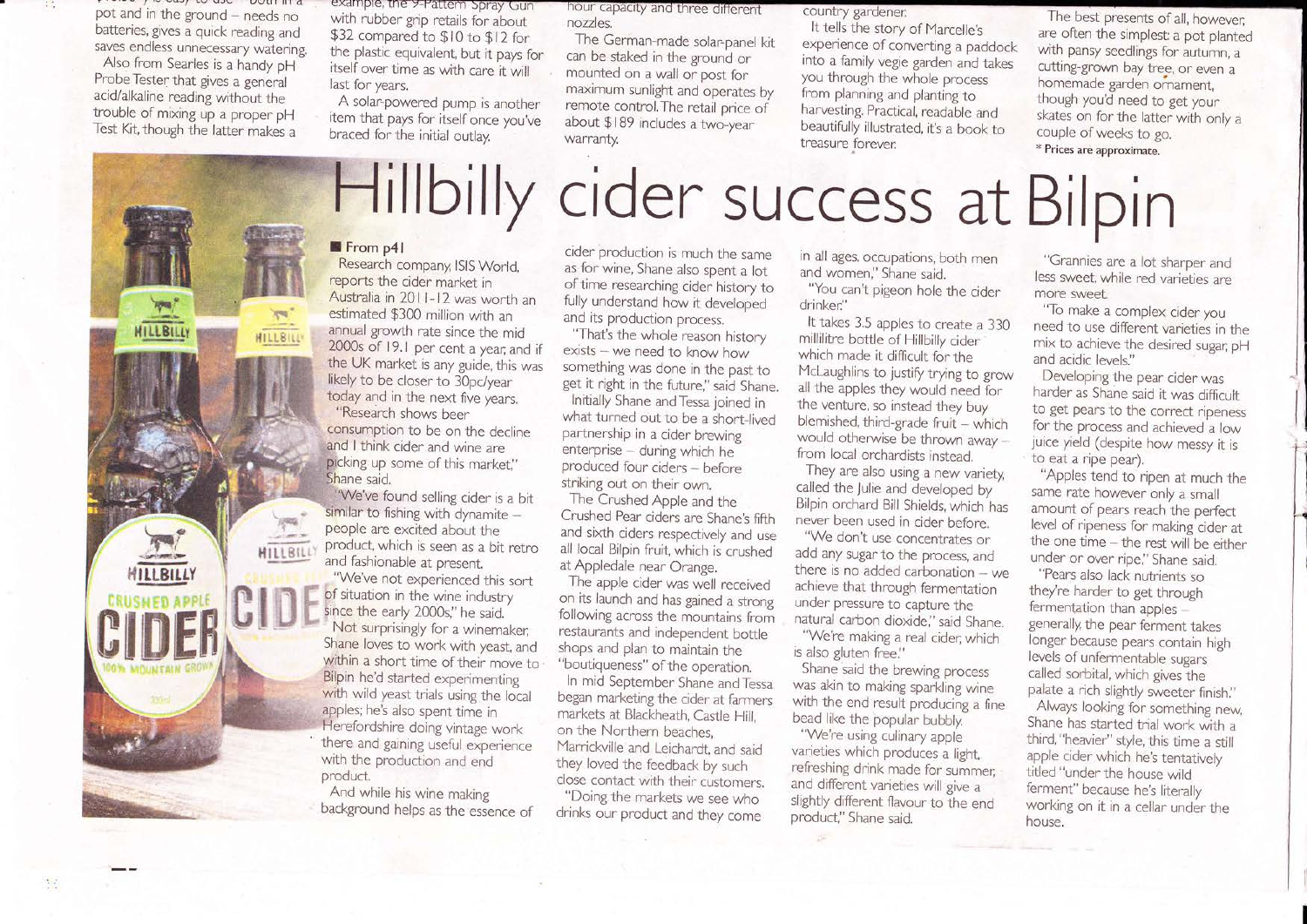pot and in the ground – needs no batteries, gives a quick reading and saves endless unnecessary watering.

Also from Searles is a handy pH Probe Tester that gives a general acid/alkaline reading without the trouble of mixing up a proper pH Test Kit, though the latter makes a

example, the 9-Pattern Spray Gun with rubber grip retails for about $32 compared to $10 to $12 for the plastic equivalent, but it pays for itself over time as with care it will last for years.

A solar-powered pump is another item that pays for itself once you've braced for the initial outlay.

hour capacity and three different nozzles.

The German-made solar-panel kit can be staked in the ground or mounted on a wall or post for maximum sunlight and operates by remote control. The retail price of about $189 includes a two-year warranty.

country gardener.

It tells the story of Marcelle's experience of converting a paddock into a family vegie garden and takes you through the whole process from planning and planting to harvesting. Practical, readable and beautifully illustrated, it's a book to treasure forever.

The best presents of all, however, are often the simplest: a pot planted with pansy seedlings for autumn, a cutting-grown bay tree, or even a homemade garden ornament, though you'd need to get your skates on for the latter with only a couple of weeks to go.

**\* Prices are approximate.**

# Hillbilly cider success at Bilpin

**From p41**

Research company, ISIS World, reports the cider market in Australia in 2011-12 was worth an estimated $300 million with an annual growth rate since the mid 2000s of 19.1 per cent a year, and if the UK market is any guide, this was likely to be closer to 30pc/year today and in the next five years.

"Research shows beer consumption to be on the decline and I think cider and wine are picking up some of this market," Shane said.

"We've found selling cider is a bit similar to fishing with dynamite – people are excited about the product, which is seen as a bit retro and fashionable at present.

"We've not experienced this sort of situation in the wine industry since the early 2000s," he said.

Not surprisingly for a winemaker, Shane loves to work with yeast, and within a short time of their move to Bilpin he'd started experimenting with wild yeast trials using the local apples; he's also spent time in Herefordshire doing vintage work there and gaining useful experience with the production and end product.

And while his wine making background helps as the essence of cider production is much the same as for wine, Shane also spent a lot of time researching cider history to fully understand how it developed and its production process.

"That's the whole reason history exists – we need to know how something was done in the past to get it right in the future," said Shane.

Initially Shane and Tessa joined in what turned out to be a short-lived partnership in a cider brewing enterprise – during which he produced four ciders – before striking out on their own.

The Crushed Apple and the Crushed Pear ciders are Shane's fifth and sixth ciders respectively and use all local Bilpin fruit, which is crushed at Appledale near Orange.

The apple cider was well received on its launch and has gained a strong following across the mountains from restaurants and independent bottle shops and plan to maintain the "boutiqueness" of the operation.

In mid September Shane and Tessa began marketing the cider at farmers markets at Blackheath, Castle Hill, on the Northern beaches, Marrickville and Leichardt, and said they loved the feedback by such close contact with their customers.

"Doing the markets we see who drinks our product and they come in all ages, occupations, both men and women," Shane said.

"You can't pigeon hole the cider drinker."

It takes 3.5 apples to create a 330 millilitre bottle of Hillbilly cider which made it difficult for the McLaughlins to justify trying to grow all the apples they would need for the venture, so instead they buy blemished, third-grade fruit – which would otherwise be thrown away – from local orchardists instead.

They are also using a new variety, called the Julie and developed by Bilpin orchard Bill Shields, which has never been used in cider before.

"We don't use concentrates or add any sugar to the process, and there is no added carbonation – we achieve that through fermentation under pressure to capture the natural carbon dioxide," said Shane.

"We're making a real cider, which is also gluten free."

Shane said the brewing process was akin to making sparkling wine with the end result producing a fine bead like the popular bubbly.

"We're using culinary apple varieties which produces a light, refreshing drink made for summer, and different varieties will give a slightly different flavour to the end product," Shane said.

"Grannies are a lot sharper and less sweet, while red varieties are more sweet.

"To make a complex cider you need to use different varieties in the mix to achieve the desired sugar, pH and acidic levels."

Developing the pear cider was harder as Shane said it was difficult to get pears to the correct ripeness for the process and achieved a low juice yield (despite how messy it is to eat a ripe pear).

"Apples tend to ripen at much the same rate however only a small amount of pears reach the perfect level of ripeness for making cider at the one time – the rest will be either under or over ripe," Shane said.

"Pears also lack nutrients so they're harder to get through fermentation than apples – generally, the pear ferment takes longer because pears contain high levels of unfermentable sugars called sorbital, which gives the palate a rich slightly sweeter finish."

Always looking for something new, Shane has started trial work with a third, "heavier" style, this time a still apple cider which he's tentatively titled "under the house wild ferment" because he's literally working on it in a cellar under the house.